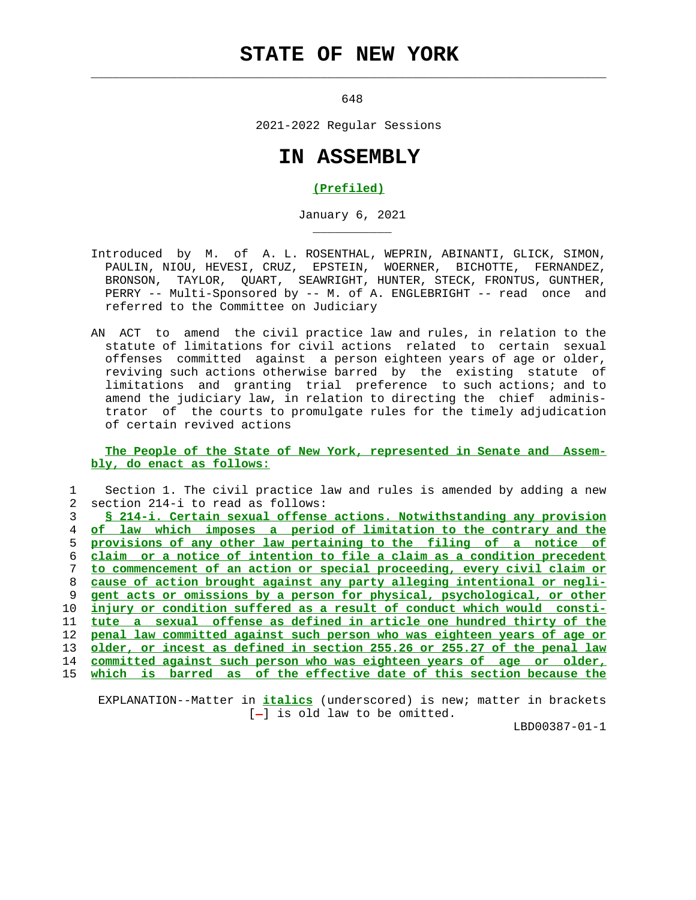# STATE OF NEW YORK

648

2021-2022 Regular Sessions

# IN ASSEMBLY

**(Prefiled)**

January 6, 2021

Introduced by M. of A. L. ROSENTHAL, WEPRIN, ABINANTI, GLICK, SIMON, PAULIN, NIOU, HEVESI, CRUZ, EPSTEIN, WOERNER, BICHOTTE, FERNANDEZ, BRONSON, TAYLOR, QUART, SEAWRIGHT, HUNTER, STECK, FRONTUS, GUNTHER, PERRY -- Multi-Sponsored by -- M. of A. ENGLEBRIGHT -- read once and referred to the Committee on Judiciary

AN ACT to amend the civil practice law and rules, in relation to the statute of limitations for civil actions related to certain sexual offenses committed against a person eighteen years of age or older, reviving such actions otherwise barred by the existing statute of limitations and granting trial preference to such actions; and to amend the judiciary law, in relation to directing the chief administrator of the courts to promulgate rules for the timely adjudication of certain revived actions

**The People of the State of New York, represented in Senate and Assembly, do enact as follows:**

1 Section 1. The civil practice law and rules is amended by adding a new
2 section 214-i to read as follows:
3 ***§ 214-i. Certain sexual offense actions. Notwithstanding any provision***
4 ***of law which imposes a period of limitation to the contrary and the***
5 ***provisions of any other law pertaining to the filing of a notice of***
6 ***claim or a notice of intention to file a claim as a condition precedent***
7 ***to commencement of an action or special proceeding, every civil claim or***
8 ***cause of action brought against any party alleging intentional or negli-***
9 ***gent acts or omissions by a person for physical, psychological, or other***
10 ***injury or condition suffered as a result of conduct which would consti-***
11 ***tute a sexual offense as defined in article one hundred thirty of the***
12 ***penal law committed against such person who was eighteen years of age or***
13 ***older, or incest as defined in section 255.26 or 255.27 of the penal law***
14 ***committed against such person who was eighteen years of age or older,***
15 ***which is barred as of the effective date of this section because the***

EXPLANATION--Matter in ***italics*** (underscored) is new; matter in brackets [-] is old law to be omitted.

LBD00387-01-1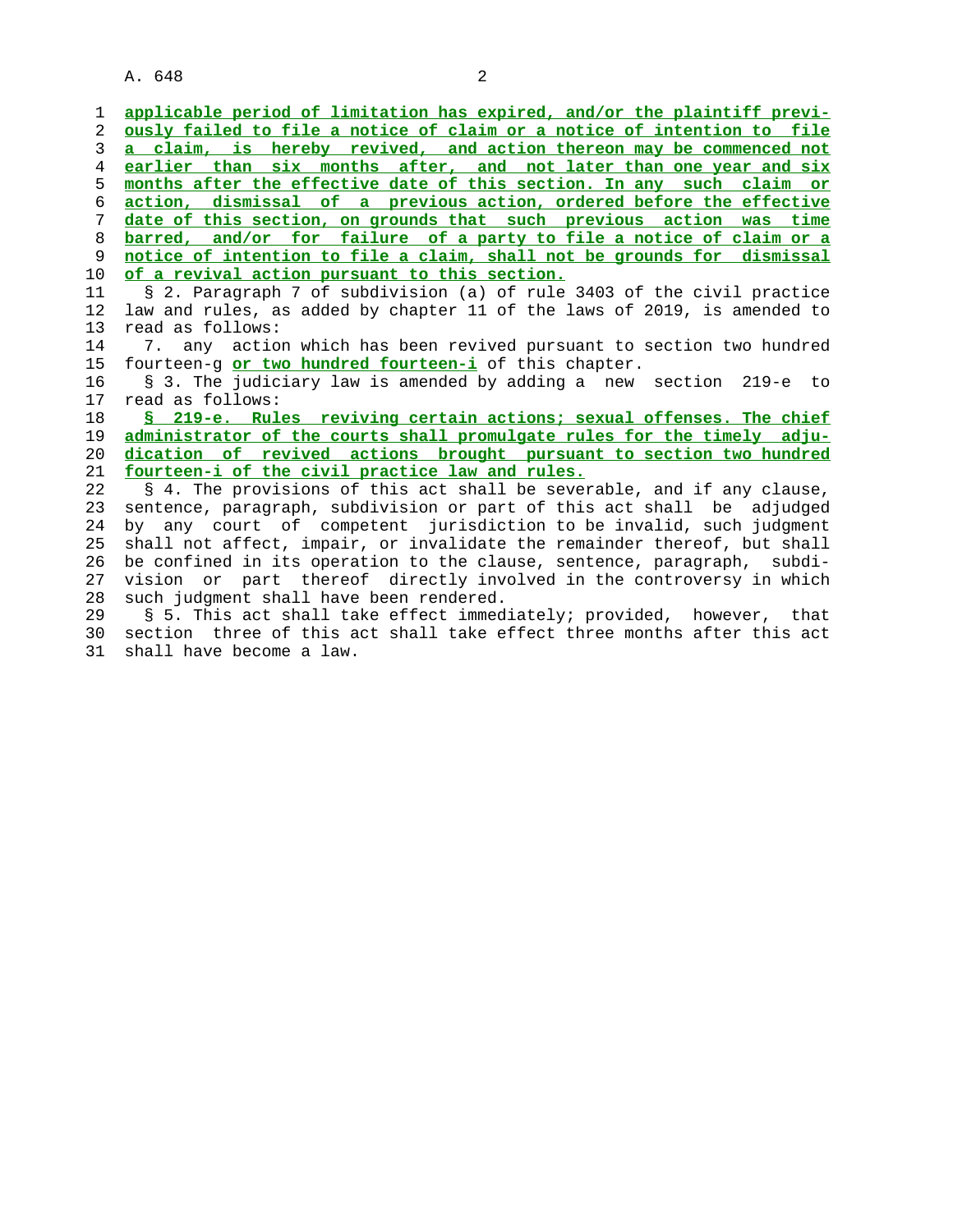applicable period of limitation has expired, and/or the plaintiff previously failed to file a notice of claim or a notice of intention to file a claim, is hereby revived, and action thereon may be commenced not earlier than six months after, and not later than one year and six months after the effective date of this section. In any such claim or action, dismissal of a previous action, ordered before the effective date of this section, on grounds that such previous action was time barred, and/or for failure of a party to file a notice of claim or a notice of intention to file a claim, shall not be grounds for dismissal of a revival action pursuant to this section.

§ 2. Paragraph 7 of subdivision (a) of rule 3403 of the civil practice law and rules, as added by chapter 11 of the laws of 2019, is amended to read as follows:

7. any action which has been revived pursuant to section two hundred fourteen-g **or two hundred fourteen-i** of this chapter.

§ 3. The judiciary law is amended by adding a new section 219-e to read as follows:

**§ 219-e. Rules reviving certain actions; sexual offenses. The chief administrator of the courts shall promulgate rules for the timely adjudication of revived actions brought pursuant to section two hundred fourteen-i of the civil practice law and rules.**

§ 4. The provisions of this act shall be severable, and if any clause, sentence, paragraph, subdivision or part of this act shall be adjudged by any court of competent jurisdiction to be invalid, such judgment shall not affect, impair, or invalidate the remainder thereof, but shall be confined in its operation to the clause, sentence, paragraph, subdivision or part thereof directly involved in the controversy in which such judgment shall have been rendered.

§ 5. This act shall take effect immediately; provided, however, that section three of this act shall take effect three months after this act shall have become a law.